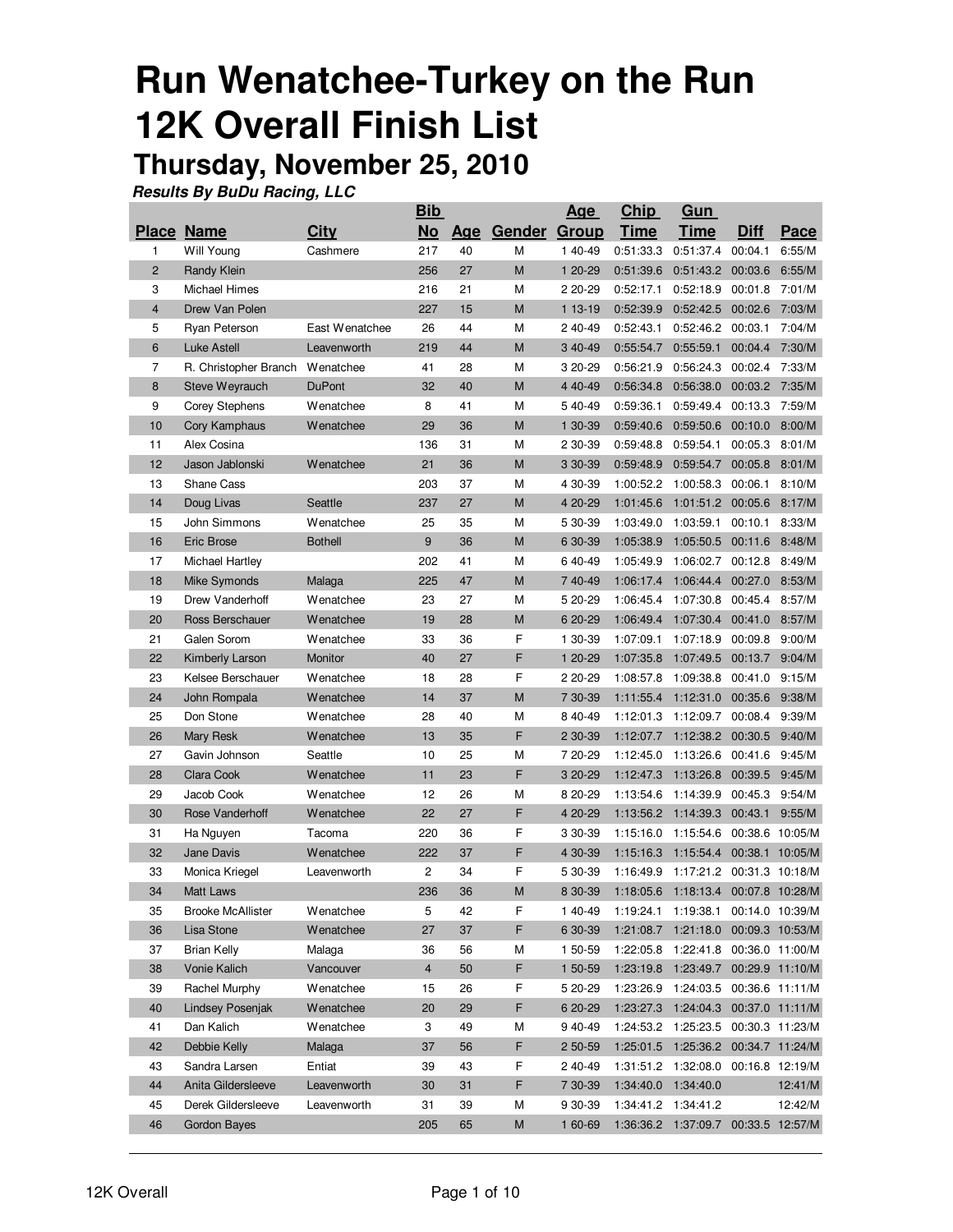# Run Wenatchee-Turkey on the Run
# 12K Overall Finish List
## Thursday, November 25, 2010

***Results By BuDu Racing, LLC***

| Place | Name | City | Bib No | Age | Gender | Age Group | Chip Time | Gun Time | Diff | Pace |
|---|---|---|---|---|---|---|---|---|---|---|
| 1 | Will Young | Cashmere | 217 | 40 | M | 1 40-49 | 0:51:33.3 | 0:51:37.4 | 00:04.1 | 6:55/M |
| 2 | Randy Klein | | 256 | 27 | M | 1 20-29 | 0:51:39.6 | 0:51:43.2 | 00:03.6 | 6:55/M |
| 3 | Michael Himes | | 216 | 21 | M | 2 20-29 | 0:52:17.1 | 0:52:18.9 | 00:01.8 | 7:01/M |
| 4 | Drew Van Polen | | 227 | 15 | M | 1 13-19 | 0:52:39.9 | 0:52:42.5 | 00:02.6 | 7:03/M |
| 5 | Ryan Peterson | East Wenatchee | 26 | 44 | M | 2 40-49 | 0:52:43.1 | 0:52:46.2 | 00:03.1 | 7:04/M |
| 6 | Luke Astell | Leavenworth | 219 | 44 | M | 3 40-49 | 0:55:54.7 | 0:55:59.1 | 00:04.4 | 7:30/M |
| 7 | R. Christopher Branch | Wenatchee | 41 | 28 | M | 3 20-29 | 0:56:21.9 | 0:56:24.3 | 00:02.4 | 7:33/M |
| 8 | Steve Weyrauch | DuPont | 32 | 40 | M | 4 40-49 | 0:56:34.8 | 0:56:38.0 | 00:03.2 | 7:35/M |
| 9 | Corey Stephens | Wenatchee | 8 | 41 | M | 5 40-49 | 0:59:36.1 | 0:59:49.4 | 00:13.3 | 7:59/M |
| 10 | Cory Kamphaus | Wenatchee | 29 | 36 | M | 1 30-39 | 0:59:40.6 | 0:59:50.6 | 00:10.0 | 8:00/M |
| 11 | Alex Cosina | | 136 | 31 | M | 2 30-39 | 0:59:48.8 | 0:59:54.1 | 00:05.3 | 8:01/M |
| 12 | Jason Jablonski | Wenatchee | 21 | 36 | M | 3 30-39 | 0:59:48.9 | 0:59:54.7 | 00:05.8 | 8:01/M |
| 13 | Shane Cass | | 203 | 37 | M | 4 30-39 | 1:00:52.2 | 1:00:58.3 | 00:06.1 | 8:10/M |
| 14 | Doug Livas | Seattle | 237 | 27 | M | 4 20-29 | 1:01:45.6 | 1:01:51.2 | 00:05.6 | 8:17/M |
| 15 | John Simmons | Wenatchee | 25 | 35 | M | 5 30-39 | 1:03:49.0 | 1:03:59.1 | 00:10.1 | 8:33/M |
| 16 | Eric Brose | Bothell | 9 | 36 | M | 6 30-39 | 1:05:38.9 | 1:05:50.5 | 00:11.6 | 8:48/M |
| 17 | Michael Hartley | | 202 | 41 | M | 6 40-49 | 1:05:49.9 | 1:06:02.7 | 00:12.8 | 8:49/M |
| 18 | Mike Symonds | Malaga | 225 | 47 | M | 7 40-49 | 1:06:17.4 | 1:06:44.4 | 00:27.0 | 8:53/M |
| 19 | Drew Vanderhoff | Wenatchee | 23 | 27 | M | 5 20-29 | 1:06:45.4 | 1:07:30.8 | 00:45.4 | 8:57/M |
| 20 | Ross Berschauer | Wenatchee | 19 | 28 | M | 6 20-29 | 1:06:49.4 | 1:07:30.4 | 00:41.0 | 8:57/M |
| 21 | Galen Sorom | Wenatchee | 33 | 36 | F | 1 30-39 | 1:07:09.1 | 1:07:18.9 | 00:09.8 | 9:00/M |
| 22 | Kimberly Larson | Monitor | 40 | 27 | F | 1 20-29 | 1:07:35.8 | 1:07:49.5 | 00:13.7 | 9:04/M |
| 23 | Kelsee Berschauer | Wenatchee | 18 | 28 | F | 2 20-29 | 1:08:57.8 | 1:09:38.8 | 00:41.0 | 9:15/M |
| 24 | John Rompala | Wenatchee | 14 | 37 | M | 7 30-39 | 1:11:55.4 | 1:12:31.0 | 00:35.6 | 9:38/M |
| 25 | Don Stone | Wenatchee | 28 | 40 | M | 8 40-49 | 1:12:01.3 | 1:12:09.7 | 00:08.4 | 9:39/M |
| 26 | Mary Resk | Wenatchee | 13 | 35 | F | 2 30-39 | 1:12:07.7 | 1:12:38.2 | 00:30.5 | 9:40/M |
| 27 | Gavin Johnson | Seattle | 10 | 25 | M | 7 20-29 | 1:12:45.0 | 1:13:26.6 | 00:41.6 | 9:45/M |
| 28 | Clara Cook | Wenatchee | 11 | 23 | F | 3 20-29 | 1:12:47.3 | 1:13:26.8 | 00:39.5 | 9:45/M |
| 29 | Jacob Cook | Wenatchee | 12 | 26 | M | 8 20-29 | 1:13:54.6 | 1:14:39.9 | 00:45.3 | 9:54/M |
| 30 | Rose Vanderhoff | Wenatchee | 22 | 27 | F | 4 20-29 | 1:13:56.2 | 1:14:39.3 | 00:43.1 | 9:55/M |
| 31 | Ha Nguyen | Tacoma | 220 | 36 | F | 3 30-39 | 1:15:16.0 | 1:15:54.6 | 00:38.6 | 10:05/M |
| 32 | Jane Davis | Wenatchee | 222 | 37 | F | 4 30-39 | 1:15:16.3 | 1:15:54.4 | 00:38.1 | 10:05/M |
| 33 | Monica Kriegel | Leavenworth | 2 | 34 | F | 5 30-39 | 1:16:49.9 | 1:17:21.2 | 00:31.3 | 10:18/M |
| 34 | Matt Laws | | 236 | 36 | M | 8 30-39 | 1:18:05.6 | 1:18:13.4 | 00:07.8 | 10:28/M |
| 35 | Brooke McAllister | Wenatchee | 5 | 42 | F | 1 40-49 | 1:19:24.1 | 1:19:38.1 | 00:14.0 | 10:39/M |
| 36 | Lisa Stone | Wenatchee | 27 | 37 | F | 6 30-39 | 1:21:08.7 | 1:21:18.0 | 00:09.3 | 10:53/M |
| 37 | Brian Kelly | Malaga | 36 | 56 | M | 1 50-59 | 1:22:05.8 | 1:22:41.8 | 00:36.0 | 11:00/M |
| 38 | Vonie Kalich | Vancouver | 4 | 50 | F | 1 50-59 | 1:23:19.8 | 1:23:49.7 | 00:29.9 | 11:10/M |
| 39 | Rachel Murphy | Wenatchee | 15 | 26 | F | 5 20-29 | 1:23:26.9 | 1:24:03.5 | 00:36.6 | 11:11/M |
| 40 | Lindsey Posenjak | Wenatchee | 20 | 29 | F | 6 20-29 | 1:23:27.3 | 1:24:04.3 | 00:37.0 | 11:11/M |
| 41 | Dan Kalich | Wenatchee | 3 | 49 | M | 9 40-49 | 1:24:53.2 | 1:25:23.5 | 00:30.3 | 11:23/M |
| 42 | Debbie Kelly | Malaga | 37 | 56 | F | 2 50-59 | 1:25:01.5 | 1:25:36.2 | 00:34.7 | 11:24/M |
| 43 | Sandra Larsen | Entiat | 39 | 43 | F | 2 40-49 | 1:31:51.2 | 1:32:08.0 | 00:16.8 | 12:19/M |
| 44 | Anita Gildersleeve | Leavenworth | 30 | 31 | F | 7 30-39 | 1:34:40.0 | 1:34:40.0 | | 12:41/M |
| 45 | Derek Gildersleeve | Leavenworth | 31 | 39 | M | 9 30-39 | 1:34:41.2 | 1:34:41.2 | | 12:42/M |
| 46 | Gordon Bayes | | 205 | 65 | M | 1 60-69 | 1:36:36.2 | 1:37:09.7 | 00:33.5 | 12:57/M |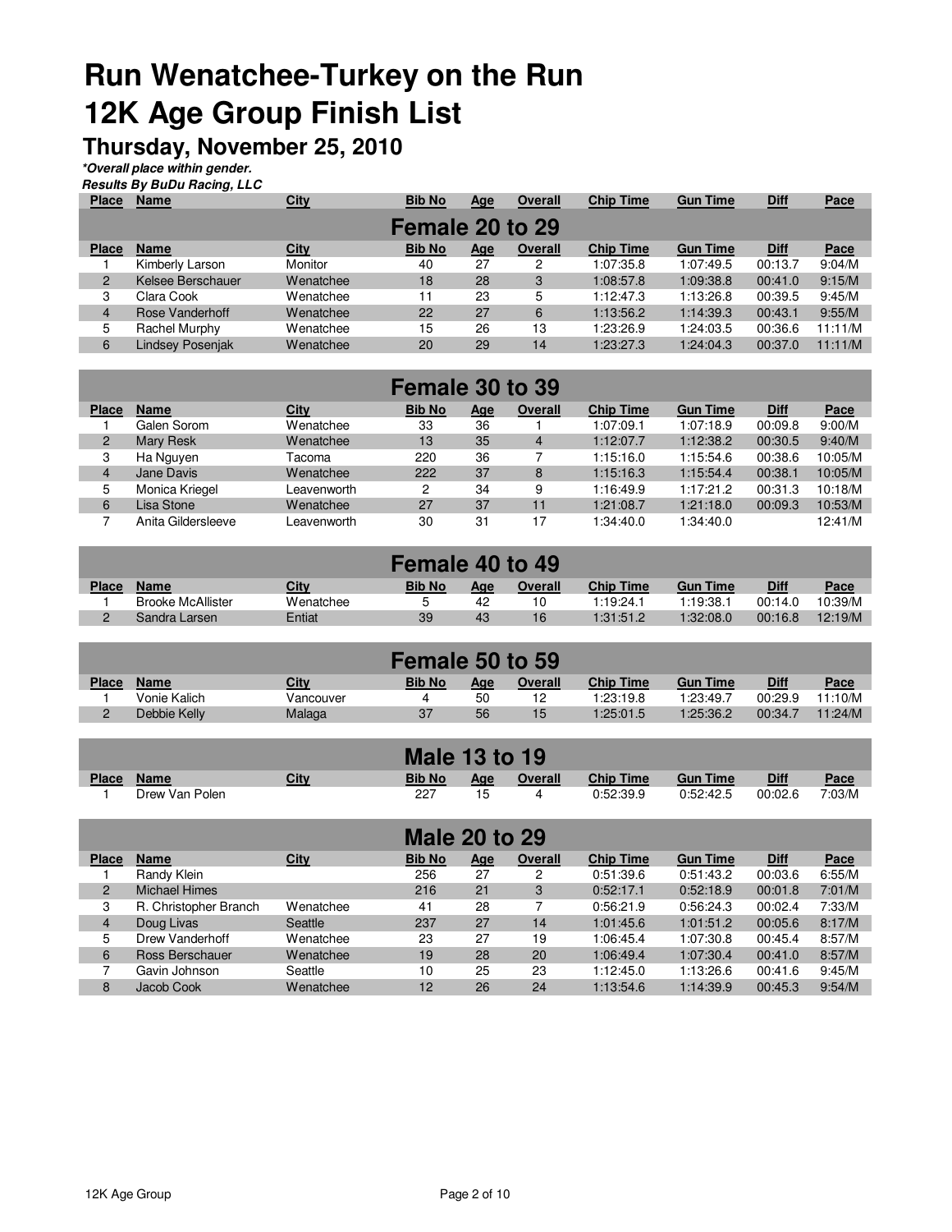# Run Wenatchee-Turkey on the Run
# 12K Age Group Finish List

## Thursday, November 25, 2010

***Overall place within gender.***

***Results By BuDu Racing, LLC***

### Female 20 to 29

| Place | Name | City | Bib No | Age | Overall | Chip Time | Gun Time | Diff | Pace |
|---|---|---|---|---|---|---|---|---|---|
| 1 | Kimberly Larson | Monitor | 40 | 27 | 2 | 1:07:35.8 | 1:07:49.5 | 00:13.7 | 9:04/M |
| 2 | Kelsee Berschauer | Wenatchee | 18 | 28 | 3 | 1:08:57.8 | 1:09:38.8 | 00:41.0 | 9:15/M |
| 3 | Clara Cook | Wenatchee | 11 | 23 | 5 | 1:12:47.3 | 1:13:26.8 | 00:39.5 | 9:45/M |
| 4 | Rose Vanderhoff | Wenatchee | 22 | 27 | 6 | 1:13:56.2 | 1:14:39.3 | 00:43.1 | 9:55/M |
| 5 | Rachel Murphy | Wenatchee | 15 | 26 | 13 | 1:23:26.9 | 1:24:03.5 | 00:36.6 | 11:11/M |
| 6 | Lindsey Posenjak | Wenatchee | 20 | 29 | 14 | 1:23:27.3 | 1:24:04.3 | 00:37.0 | 11:11/M |

### Female 30 to 39

| Place | Name | City | Bib No | Age | Overall | Chip Time | Gun Time | Diff | Pace |
|---|---|---|---|---|---|---|---|---|---|
| 1 | Galen Sorom | Wenatchee | 33 | 36 | 1 | 1:07:09.1 | 1:07:18.9 | 00:09.8 | 9:00/M |
| 2 | Mary Resk | Wenatchee | 13 | 35 | 4 | 1:12:07.7 | 1:12:38.2 | 00:30.5 | 9:40/M |
| 3 | Ha Nguyen | Tacoma | 220 | 36 | 7 | 1:15:16.0 | 1:15:54.6 | 00:38.6 | 10:05/M |
| 4 | Jane Davis | Wenatchee | 222 | 37 | 8 | 1:15:16.3 | 1:15:54.4 | 00:38.1 | 10:05/M |
| 5 | Monica Kriegel | Leavenworth | 2 | 34 | 9 | 1:16:49.9 | 1:17:21.2 | 00:31.3 | 10:18/M |
| 6 | Lisa Stone | Wenatchee | 27 | 37 | 11 | 1:21:08.7 | 1:21:18.0 | 00:09.3 | 10:53/M |
| 7 | Anita Gildersleeve | Leavenworth | 30 | 31 | 17 | 1:34:40.0 | 1:34:40.0 | | 12:41/M |

### Female 40 to 49

| Place | Name | City | Bib No | Age | Overall | Chip Time | Gun Time | Diff | Pace |
|---|---|---|---|---|---|---|---|---|---|
| 1 | Brooke McAllister | Wenatchee | 5 | 42 | 10 | 1:19:24.1 | 1:19:38.1 | 00:14.0 | 10:39/M |
| 2 | Sandra Larsen | Entiat | 39 | 43 | 16 | 1:31:51.2 | 1:32:08.0 | 00:16.8 | 12:19/M |

### Female 50 to 59

| Place | Name | City | Bib No | Age | Overall | Chip Time | Gun Time | Diff | Pace |
|---|---|---|---|---|---|---|---|---|---|
| 1 | Vonie Kalich | Vancouver | 4 | 50 | 12 | 1:23:19.8 | 1:23:49.7 | 00:29.9 | 11:10/M |
| 2 | Debbie Kelly | Malaga | 37 | 56 | 15 | 1:25:01.5 | 1:25:36.2 | 00:34.7 | 11:24/M |

### Male 13 to 19

| Place | Name | City | Bib No | Age | Overall | Chip Time | Gun Time | Diff | Pace |
|---|---|---|---|---|---|---|---|---|---|
| 1 | Drew Van Polen | | 227 | 15 | 4 | 0:52:39.9 | 0:52:42.5 | 00:02.6 | 7:03/M |

### Male 20 to 29

| Place | Name | City | Bib No | Age | Overall | Chip Time | Gun Time | Diff | Pace |
|---|---|---|---|---|---|---|---|---|---|
| 1 | Randy Klein | | 256 | 27 | 2 | 0:51:39.6 | 0:51:43.2 | 00:03.6 | 6:55/M |
| 2 | Michael Himes | | 216 | 21 | 3 | 0:52:17.1 | 0:52:18.9 | 00:01.8 | 7:01/M |
| 3 | R. Christopher Branch | Wenatchee | 41 | 28 | 7 | 0:56:21.9 | 0:56:24.3 | 00:02.4 | 7:33/M |
| 4 | Doug Livas | Seattle | 237 | 27 | 14 | 1:01:45.6 | 1:01:51.2 | 00:05.6 | 8:17/M |
| 5 | Drew Vanderhoff | Wenatchee | 23 | 27 | 19 | 1:06:45.4 | 1:07:30.8 | 00:45.4 | 8:57/M |
| 6 | Ross Berschauer | Wenatchee | 19 | 28 | 20 | 1:06:49.4 | 1:07:30.4 | 00:41.0 | 8:57/M |
| 7 | Gavin Johnson | Seattle | 10 | 25 | 23 | 1:12:45.0 | 1:13:26.6 | 00:41.6 | 9:45/M |
| 8 | Jacob Cook | Wenatchee | 12 | 26 | 24 | 1:13:54.6 | 1:14:39.9 | 00:45.3 | 9:54/M |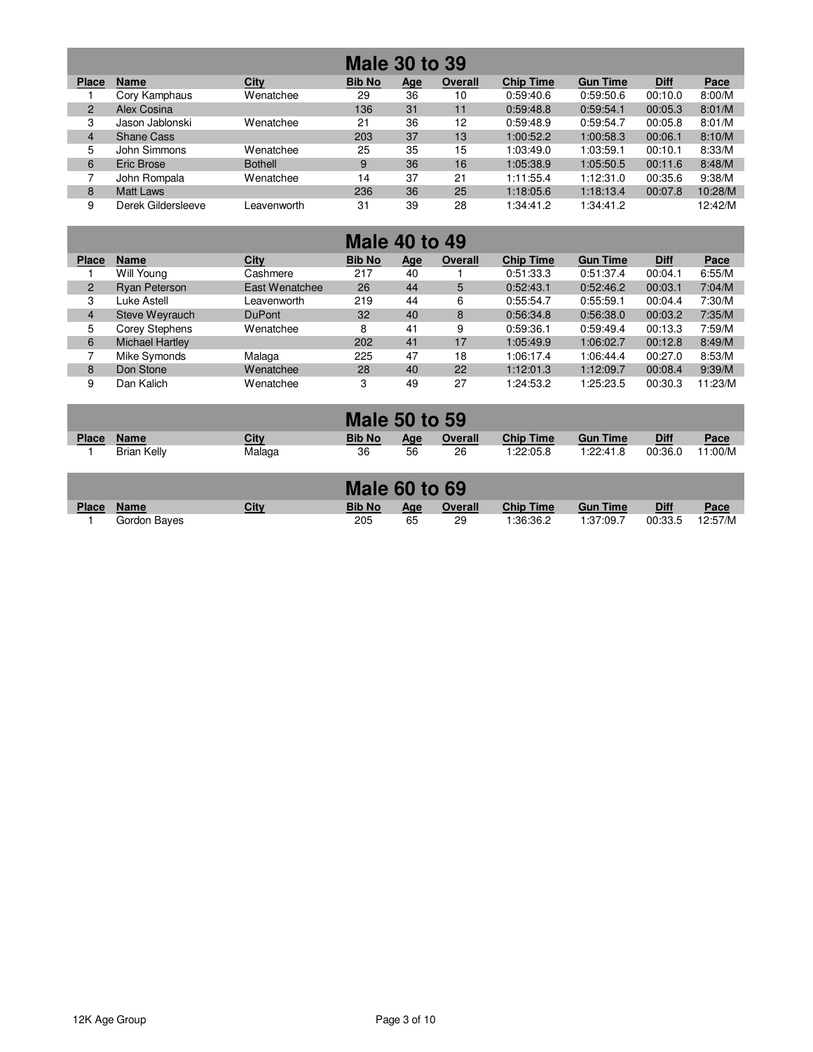## Male 30 to 39

| Place | Name | City | Bib No | Age | Overall | Chip Time | Gun Time | Diff | Pace |
|---|---|---|---|---|---|---|---|---|---|
| 1 | Cory Kamphaus | Wenatchee | 29 | 36 | 10 | 0:59:40.6 | 0:59:50.6 | 00:10.0 | 8:00/M |
| 2 | Alex Cosina | | 136 | 31 | 11 | 0:59:48.8 | 0:59:54.1 | 00:05.3 | 8:01/M |
| 3 | Jason Jablonski | Wenatchee | 21 | 36 | 12 | 0:59:48.9 | 0:59:54.7 | 00:05.8 | 8:01/M |
| 4 | Shane Cass | | 203 | 37 | 13 | 1:00:52.2 | 1:00:58.3 | 00:06.1 | 8:10/M |
| 5 | John Simmons | Wenatchee | 25 | 35 | 15 | 1:03:49.0 | 1:03:59.1 | 00:10.1 | 8:33/M |
| 6 | Eric Brose | Bothell | 9 | 36 | 16 | 1:05:38.9 | 1:05:50.5 | 00:11.6 | 8:48/M |
| 7 | John Rompala | Wenatchee | 14 | 37 | 21 | 1:11:55.4 | 1:12:31.0 | 00:35.6 | 9:38/M |
| 8 | Matt Laws | | 236 | 36 | 25 | 1:18:05.6 | 1:18:13.4 | 00:07.8 | 10:28/M |
| 9 | Derek Gildersleeve | Leavenworth | 31 | 39 | 28 | 1:34:41.2 | 1:34:41.2 | | 12:42/M |

## Male 40 to 49

| Place | Name | City | Bib No | Age | Overall | Chip Time | Gun Time | Diff | Pace |
|---|---|---|---|---|---|---|---|---|---|
| 1 | Will Young | Cashmere | 217 | 40 | 1 | 0:51:33.3 | 0:51:37.4 | 00:04.1 | 6:55/M |
| 2 | Ryan Peterson | East Wenatchee | 26 | 44 | 5 | 0:52:43.1 | 0:52:46.2 | 00:03.1 | 7:04/M |
| 3 | Luke Astell | Leavenworth | 219 | 44 | 6 | 0:55:54.7 | 0:55:59.1 | 00:04.4 | 7:30/M |
| 4 | Steve Weyrauch | DuPont | 32 | 40 | 8 | 0:56:34.8 | 0:56:38.0 | 00:03.2 | 7:35/M |
| 5 | Corey Stephens | Wenatchee | 8 | 41 | 9 | 0:59:36.1 | 0:59:49.4 | 00:13.3 | 7:59/M |
| 6 | Michael Hartley | | 202 | 41 | 17 | 1:05:49.9 | 1:06:02.7 | 00:12.8 | 8:49/M |
| 7 | Mike Symonds | Malaga | 225 | 47 | 18 | 1:06:17.4 | 1:06:44.4 | 00:27.0 | 8:53/M |
| 8 | Don Stone | Wenatchee | 28 | 40 | 22 | 1:12:01.3 | 1:12:09.7 | 00:08.4 | 9:39/M |
| 9 | Dan Kalich | Wenatchee | 3 | 49 | 27 | 1:24:53.2 | 1:25:23.5 | 00:30.3 | 11:23/M |

## Male 50 to 59

| Place | Name | City | Bib No | Age | Overall | Chip Time | Gun Time | Diff | Pace |
|---|---|---|---|---|---|---|---|---|---|
| 1 | Brian Kelly | Malaga | 36 | 56 | 26 | 1:22:05.8 | 1:22:41.8 | 00:36.0 | 11:00/M |

## Male 60 to 69

| Place | Name | City | Bib No | Age | Overall | Chip Time | Gun Time | Diff | Pace |
|---|---|---|---|---|---|---|---|---|---|
| 1 | Gordon Bayes | | 205 | 65 | 29 | 1:36:36.2 | 1:37:09.7 | 00:33.5 | 12:57/M |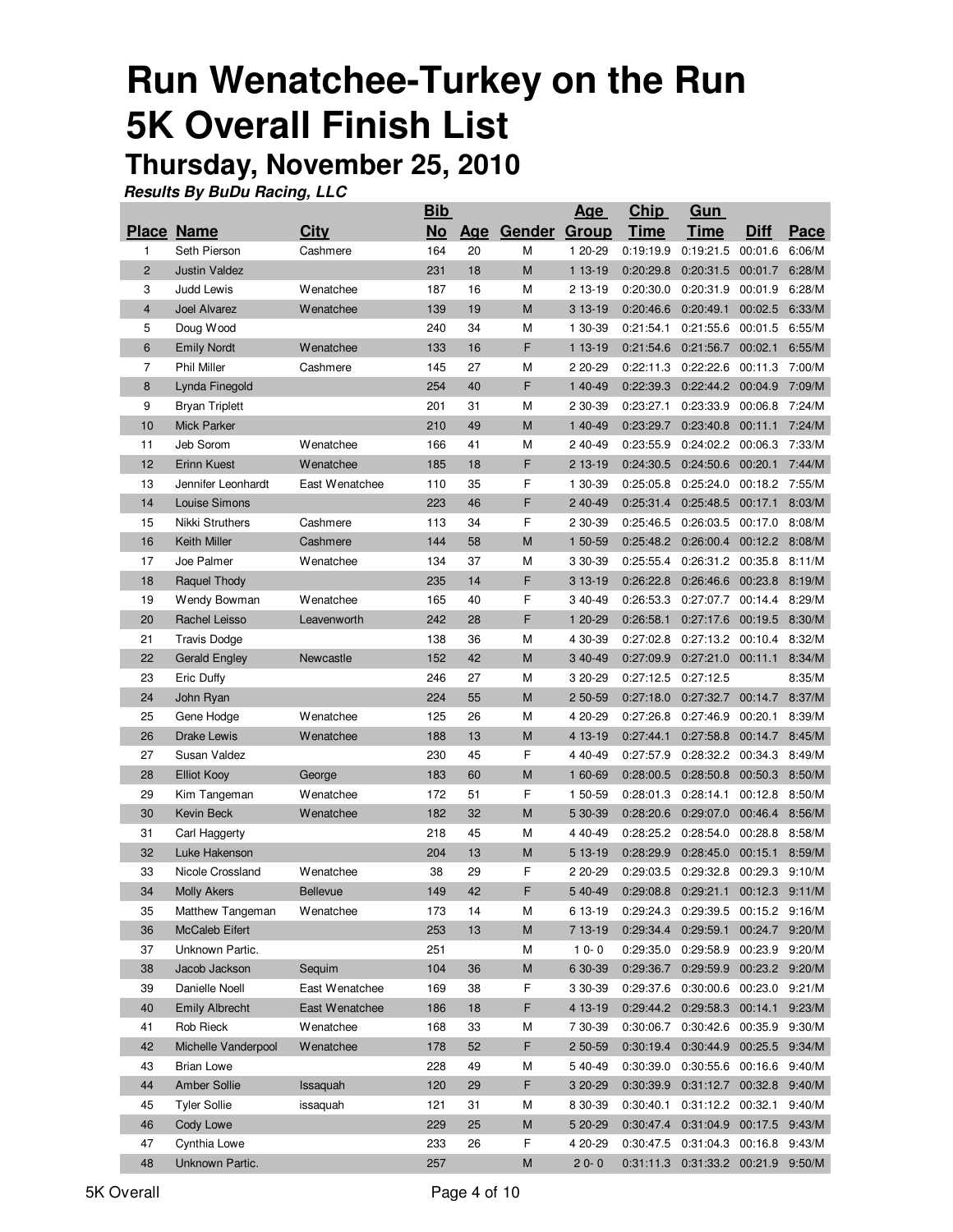# Run Wenatchee-Turkey on the Run
# 5K Overall Finish List
## Thursday, November 25, 2010

***Results By BuDu Racing, LLC***

| Place | Name | City | Bib No | Age | Gender | Age Group | Chip Time | Gun Time | Diff | Pace |
|---|---|---|---|---|---|---|---|---|---|---|
| 1 | Seth Pierson | Cashmere | 164 | 20 | M | 1 20-29 | 0:19:19.9 | 0:19:21.5 | 00:01.6 | 6:06/M |
| 2 | Justin Valdez | | 231 | 18 | M | 1 13-19 | 0:20:29.8 | 0:20:31.5 | 00:01.7 | 6:28/M |
| 3 | Judd Lewis | Wenatchee | 187 | 16 | M | 2 13-19 | 0:20:30.0 | 0:20:31.9 | 00:01.9 | 6:28/M |
| 4 | Joel Alvarez | Wenatchee | 139 | 19 | M | 3 13-19 | 0:20:46.6 | 0:20:49.1 | 00:02.5 | 6:33/M |
| 5 | Doug Wood | | 240 | 34 | M | 1 30-39 | 0:21:54.1 | 0:21:55.6 | 00:01.5 | 6:55/M |
| 6 | Emily Nordt | Wenatchee | 133 | 16 | F | 1 13-19 | 0:21:54.6 | 0:21:56.7 | 00:02.1 | 6:55/M |
| 7 | Phil Miller | Cashmere | 145 | 27 | M | 2 20-29 | 0:22:11.3 | 0:22:22.6 | 00:11.3 | 7:00/M |
| 8 | Lynda Finegold | | 254 | 40 | F | 1 40-49 | 0:22:39.3 | 0:22:44.2 | 00:04.9 | 7:09/M |
| 9 | Bryan Triplett | | 201 | 31 | M | 2 30-39 | 0:23:27.1 | 0:23:33.9 | 00:06.8 | 7:24/M |
| 10 | Mick Parker | | 210 | 49 | M | 1 40-49 | 0:23:29.7 | 0:23:40.8 | 00:11.1 | 7:24/M |
| 11 | Jeb Sorom | Wenatchee | 166 | 41 | M | 2 40-49 | 0:23:55.9 | 0:24:02.2 | 00:06.3 | 7:33/M |
| 12 | Erinn Kuest | Wenatchee | 185 | 18 | F | 2 13-19 | 0:24:30.5 | 0:24:50.6 | 00:20.1 | 7:44/M |
| 13 | Jennifer Leonhardt | East Wenatchee | 110 | 35 | F | 1 30-39 | 0:25:05.8 | 0:25:24.0 | 00:18.2 | 7:55/M |
| 14 | Louise Simons | | 223 | 46 | F | 2 40-49 | 0:25:31.4 | 0:25:48.5 | 00:17.1 | 8:03/M |
| 15 | Nikki Struthers | Cashmere | 113 | 34 | F | 2 30-39 | 0:25:46.5 | 0:26:03.5 | 00:17.0 | 8:08/M |
| 16 | Keith Miller | Cashmere | 144 | 58 | M | 1 50-59 | 0:25:48.2 | 0:26:00.4 | 00:12.2 | 8:08/M |
| 17 | Joe Palmer | Wenatchee | 134 | 37 | M | 3 30-39 | 0:25:55.4 | 0:26:31.2 | 00:35.8 | 8:11/M |
| 18 | Raquel Thody | | 235 | 14 | F | 3 13-19 | 0:26:22.8 | 0:26:46.6 | 00:23.8 | 8:19/M |
| 19 | Wendy Bowman | Wenatchee | 165 | 40 | F | 3 40-49 | 0:26:53.3 | 0:27:07.7 | 00:14.4 | 8:29/M |
| 20 | Rachel Leisso | Leavenworth | 242 | 28 | F | 1 20-29 | 0:26:58.1 | 0:27:17.6 | 00:19.5 | 8:30/M |
| 21 | Travis Dodge | | 138 | 36 | M | 4 30-39 | 0:27:02.8 | 0:27:13.2 | 00:10.4 | 8:32/M |
| 22 | Gerald Engley | Newcastle | 152 | 42 | M | 3 40-49 | 0:27:09.9 | 0:27:21.0 | 00:11.1 | 8:34/M |
| 23 | Eric Duffy | | 246 | 27 | M | 3 20-29 | 0:27:12.5 | 0:27:12.5 | | 8:35/M |
| 24 | John Ryan | | 224 | 55 | M | 2 50-59 | 0:27:18.0 | 0:27:32.7 | 00:14.7 | 8:37/M |
| 25 | Gene Hodge | Wenatchee | 125 | 26 | M | 4 20-29 | 0:27:26.8 | 0:27:46.9 | 00:20.1 | 8:39/M |
| 26 | Drake Lewis | Wenatchee | 188 | 13 | M | 4 13-19 | 0:27:44.1 | 0:27:58.8 | 00:14.7 | 8:45/M |
| 27 | Susan Valdez | | 230 | 45 | F | 4 40-49 | 0:27:57.9 | 0:28:32.2 | 00:34.3 | 8:49/M |
| 28 | Elliot Kooy | George | 183 | 60 | M | 1 60-69 | 0:28:00.5 | 0:28:50.8 | 00:50.3 | 8:50/M |
| 29 | Kim Tangeman | Wenatchee | 172 | 51 | F | 1 50-59 | 0:28:01.3 | 0:28:14.1 | 00:12.8 | 8:50/M |
| 30 | Kevin Beck | Wenatchee | 182 | 32 | M | 5 30-39 | 0:28:20.6 | 0:29:07.0 | 00:46.4 | 8:56/M |
| 31 | Carl Haggerty | | 218 | 45 | M | 4 40-49 | 0:28:25.2 | 0:28:54.0 | 00:28.8 | 8:58/M |
| 32 | Luke Hakenson | | 204 | 13 | M | 5 13-19 | 0:28:29.9 | 0:28:45.0 | 00:15.1 | 8:59/M |
| 33 | Nicole Crossland | Wenatchee | 38 | 29 | F | 2 20-29 | 0:29:03.5 | 0:29:32.8 | 00:29.3 | 9:10/M |
| 34 | Molly Akers | Bellevue | 149 | 42 | F | 5 40-49 | 0:29:08.8 | 0:29:21.1 | 00:12.3 | 9:11/M |
| 35 | Matthew Tangeman | Wenatchee | 173 | 14 | M | 6 13-19 | 0:29:24.3 | 0:29:39.5 | 00:15.2 | 9:16/M |
| 36 | McCaleb Eifert | | 253 | 13 | M | 7 13-19 | 0:29:34.4 | 0:29:59.1 | 00:24.7 | 9:20/M |
| 37 | Unknown Partic. | | 251 | | M | 1 0- 0 | 0:29:35.0 | 0:29:58.9 | 00:23.9 | 9:20/M |
| 38 | Jacob Jackson | Sequim | 104 | 36 | M | 6 30-39 | 0:29:36.7 | 0:29:59.9 | 00:23.2 | 9:20/M |
| 39 | Danielle Noell | East Wenatchee | 169 | 38 | F | 3 30-39 | 0:29:37.6 | 0:30:00.6 | 00:23.0 | 9:21/M |
| 40 | Emily Albrecht | East Wenatchee | 186 | 18 | F | 4 13-19 | 0:29:44.2 | 0:29:58.3 | 00:14.1 | 9:23/M |
| 41 | Rob Rieck | Wenatchee | 168 | 33 | M | 7 30-39 | 0:30:06.7 | 0:30:42.6 | 00:35.9 | 9:30/M |
| 42 | Michelle Vanderpool | Wenatchee | 178 | 52 | F | 2 50-59 | 0:30:19.4 | 0:30:44.9 | 00:25.5 | 9:34/M |
| 43 | Brian Lowe | | 228 | 49 | M | 5 40-49 | 0:30:39.0 | 0:30:55.6 | 00:16.6 | 9:40/M |
| 44 | Amber Sollie | Issaquah | 120 | 29 | F | 3 20-29 | 0:30:39.9 | 0:31:12.7 | 00:32.8 | 9:40/M |
| 45 | Tyler Sollie | issaquah | 121 | 31 | M | 8 30-39 | 0:30:40.1 | 0:31:12.2 | 00:32.1 | 9:40/M |
| 46 | Cody Lowe | | 229 | 25 | M | 5 20-29 | 0:30:47.4 | 0:31:04.9 | 00:17.5 | 9:43/M |
| 47 | Cynthia Lowe | | 233 | 26 | F | 4 20-29 | 0:30:47.5 | 0:31:04.3 | 00:16.8 | 9:43/M |
| 48 | Unknown Partic. | | 257 | | M | 2 0- 0 | 0:31:11.3 | 0:31:33.2 | 00:21.9 | 9:50/M |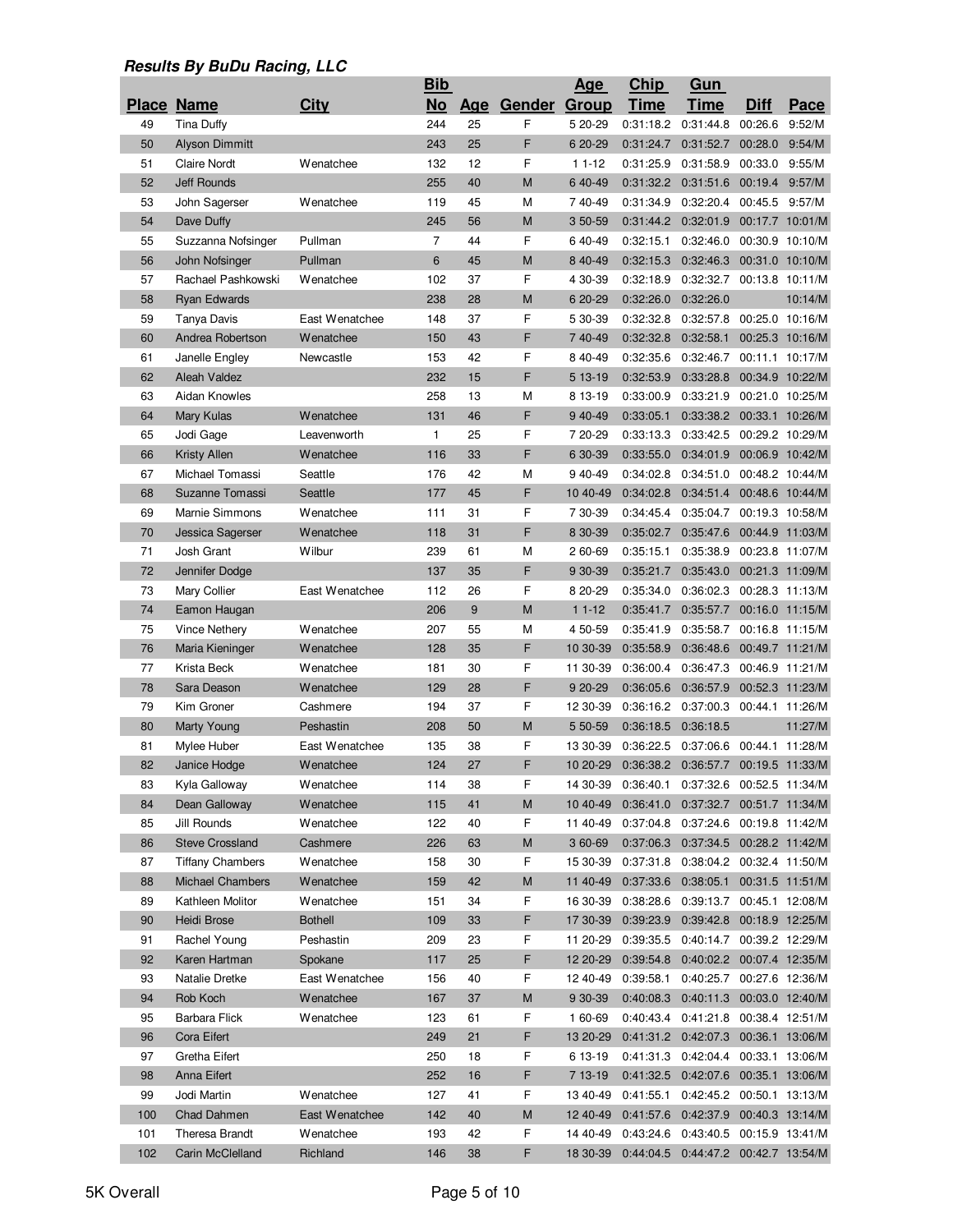***Results By BuDu Racing, LLC***

| Place | Name | City | Bib No | Age | Gender | Age Group | Chip Time | Gun Time | Diff | Pace |
|---|---|---|---|---|---|---|---|---|---|---|
| 49 | Tina Duffy | | 244 | 25 | F | 5 20-29 | 0:31:18.2 | 0:31:44.8 | 00:26.6 | 9:52/M |
| 50 | Alyson Dimmitt | | 243 | 25 | F | 6 20-29 | 0:31:24.7 | 0:31:52.7 | 00:28.0 | 9:54/M |
| 51 | Claire Nordt | Wenatchee | 132 | 12 | F | 1 1-12 | 0:31:25.9 | 0:31:58.9 | 00:33.0 | 9:55/M |
| 52 | Jeff Rounds | | 255 | 40 | M | 6 40-49 | 0:31:32.2 | 0:31:51.6 | 00:19.4 | 9:57/M |
| 53 | John Sagerser | Wenatchee | 119 | 45 | M | 7 40-49 | 0:31:34.9 | 0:32:20.4 | 00:45.5 | 9:57/M |
| 54 | Dave Duffy | | 245 | 56 | M | 3 50-59 | 0:31:44.2 | 0:32:01.9 | 00:17.7 | 10:01/M |
| 55 | Suzzanna Nofsinger | Pullman | 7 | 44 | F | 6 40-49 | 0:32:15.1 | 0:32:46.0 | 00:30.9 | 10:10/M |
| 56 | John Nofsinger | Pullman | 6 | 45 | M | 8 40-49 | 0:32:15.3 | 0:32:46.3 | 00:31.0 | 10:10/M |
| 57 | Rachael Pashkowski | Wenatchee | 102 | 37 | F | 4 30-39 | 0:32:18.9 | 0:32:32.7 | 00:13.8 | 10:11/M |
| 58 | Ryan Edwards | | 238 | 28 | M | 6 20-29 | 0:32:26.0 | 0:32:26.0 | | 10:14/M |
| 59 | Tanya Davis | East Wenatchee | 148 | 37 | F | 5 30-39 | 0:32:32.8 | 0:32:57.8 | 00:25.0 | 10:16/M |
| 60 | Andrea Robertson | Wenatchee | 150 | 43 | F | 7 40-49 | 0:32:32.8 | 0:32:58.1 | 00:25.3 | 10:16/M |
| 61 | Janelle Engley | Newcastle | 153 | 42 | F | 8 40-49 | 0:32:35.6 | 0:32:46.7 | 00:11.1 | 10:17/M |
| 62 | Aleah Valdez | | 232 | 15 | F | 5 13-19 | 0:32:53.9 | 0:33:28.8 | 00:34.9 | 10:22/M |
| 63 | Aidan Knowles | | 258 | 13 | M | 8 13-19 | 0:33:00.9 | 0:33:21.9 | 00:21.0 | 10:25/M |
| 64 | Mary Kulas | Wenatchee | 131 | 46 | F | 9 40-49 | 0:33:05.1 | 0:33:38.2 | 00:33.1 | 10:26/M |
| 65 | Jodi Gage | Leavenworth | 1 | 25 | F | 7 20-29 | 0:33:13.3 | 0:33:42.5 | 00:29.2 | 10:29/M |
| 66 | Kristy Allen | Wenatchee | 116 | 33 | F | 6 30-39 | 0:33:55.0 | 0:34:01.9 | 00:06.9 | 10:42/M |
| 67 | Michael Tomassi | Seattle | 176 | 42 | M | 9 40-49 | 0:34:02.8 | 0:34:51.0 | 00:48.2 | 10:44/M |
| 68 | Suzanne Tomassi | Seattle | 177 | 45 | F | 10 40-49 | 0:34:02.8 | 0:34:51.4 | 00:48.6 | 10:44/M |
| 69 | Marnie Simmons | Wenatchee | 111 | 31 | F | 7 30-39 | 0:34:45.4 | 0:35:04.7 | 00:19.3 | 10:58/M |
| 70 | Jessica Sagerser | Wenatchee | 118 | 31 | F | 8 30-39 | 0:35:02.7 | 0:35:47.6 | 00:44.9 | 11:03/M |
| 71 | Josh Grant | Wilbur | 239 | 61 | M | 2 60-69 | 0:35:15.1 | 0:35:38.9 | 00:23.8 | 11:07/M |
| 72 | Jennifer Dodge | | 137 | 35 | F | 9 30-39 | 0:35:21.7 | 0:35:43.0 | 00:21.3 | 11:09/M |
| 73 | Mary Collier | East Wenatchee | 112 | 26 | F | 8 20-29 | 0:35:34.0 | 0:36:02.3 | 00:28.3 | 11:13/M |
| 74 | Eamon Haugan | | 206 | 9 | M | 1 1-12 | 0:35:41.7 | 0:35:57.7 | 00:16.0 | 11:15/M |
| 75 | Vince Nethery | Wenatchee | 207 | 55 | M | 4 50-59 | 0:35:41.9 | 0:35:58.7 | 00:16.8 | 11:15/M |
| 76 | Maria Kieninger | Wenatchee | 128 | 35 | F | 10 30-39 | 0:35:58.9 | 0:36:48.6 | 00:49.7 | 11:21/M |
| 77 | Krista Beck | Wenatchee | 181 | 30 | F | 11 30-39 | 0:36:00.4 | 0:36:47.3 | 00:46.9 | 11:21/M |
| 78 | Sara Deason | Wenatchee | 129 | 28 | F | 9 20-29 | 0:36:05.6 | 0:36:57.9 | 00:52.3 | 11:23/M |
| 79 | Kim Groner | Cashmere | 194 | 37 | F | 12 30-39 | 0:36:16.2 | 0:37:00.3 | 00:44.1 | 11:26/M |
| 80 | Marty Young | Peshastin | 208 | 50 | M | 5 50-59 | 0:36:18.5 | 0:36:18.5 | | 11:27/M |
| 81 | Mylee Huber | East Wenatchee | 135 | 38 | F | 13 30-39 | 0:36:22.5 | 0:37:06.6 | 00:44.1 | 11:28/M |
| 82 | Janice Hodge | Wenatchee | 124 | 27 | F | 10 20-29 | 0:36:38.2 | 0:36:57.7 | 00:19.5 | 11:33/M |
| 83 | Kyla Galloway | Wenatchee | 114 | 38 | F | 14 30-39 | 0:36:40.1 | 0:37:32.6 | 00:52.5 | 11:34/M |
| 84 | Dean Galloway | Wenatchee | 115 | 41 | M | 10 40-49 | 0:36:41.0 | 0:37:32.7 | 00:51.7 | 11:34/M |
| 85 | Jill Rounds | Wenatchee | 122 | 40 | F | 11 40-49 | 0:37:04.8 | 0:37:24.6 | 00:19.8 | 11:42/M |
| 86 | Steve Crossland | Cashmere | 226 | 63 | M | 3 60-69 | 0:37:06.3 | 0:37:34.5 | 00:28.2 | 11:42/M |
| 87 | Tiffany Chambers | Wenatchee | 158 | 30 | F | 15 30-39 | 0:37:31.8 | 0:38:04.2 | 00:32.4 | 11:50/M |
| 88 | Michael Chambers | Wenatchee | 159 | 42 | M | 11 40-49 | 0:37:33.6 | 0:38:05.1 | 00:31.5 | 11:51/M |
| 89 | Kathleen Molitor | Wenatchee | 151 | 34 | F | 16 30-39 | 0:38:28.6 | 0:39:13.7 | 00:45.1 | 12:08/M |
| 90 | Heidi Brose | Bothell | 109 | 33 | F | 17 30-39 | 0:39:23.9 | 0:39:42.8 | 00:18.9 | 12:25/M |
| 91 | Rachel Young | Peshastin | 209 | 23 | F | 11 20-29 | 0:39:35.5 | 0:40:14.7 | 00:39.2 | 12:29/M |
| 92 | Karen Hartman | Spokane | 117 | 25 | F | 12 20-29 | 0:39:54.8 | 0:40:02.2 | 00:07.4 | 12:35/M |
| 93 | Natalie Dretke | East Wenatchee | 156 | 40 | F | 12 40-49 | 0:39:58.1 | 0:40:25.7 | 00:27.6 | 12:36/M |
| 94 | Rob Koch | Wenatchee | 167 | 37 | M | 9 30-39 | 0:40:08.3 | 0:40:11.3 | 00:03.0 | 12:40/M |
| 95 | Barbara Flick | Wenatchee | 123 | 61 | F | 1 60-69 | 0:40:43.4 | 0:41:21.8 | 00:38.4 | 12:51/M |
| 96 | Cora Eifert | | 249 | 21 | F | 13 20-29 | 0:41:31.2 | 0:42:07.3 | 00:36.1 | 13:06/M |
| 97 | Gretha Eifert | | 250 | 18 | F | 6 13-19 | 0:41:31.3 | 0:42:04.4 | 00:33.1 | 13:06/M |
| 98 | Anna Eifert | | 252 | 16 | F | 7 13-19 | 0:41:32.5 | 0:42:07.6 | 00:35.1 | 13:06/M |
| 99 | Jodi Martin | Wenatchee | 127 | 41 | F | 13 40-49 | 0:41:55.1 | 0:42:45.2 | 00:50.1 | 13:13/M |
| 100 | Chad Dahmen | East Wenatchee | 142 | 40 | M | 12 40-49 | 0:41:57.6 | 0:42:37.9 | 00:40.3 | 13:14/M |
| 101 | Theresa Brandt | Wenatchee | 193 | 42 | F | 14 40-49 | 0:43:24.6 | 0:43:40.5 | 00:15.9 | 13:41/M |
| 102 | Carin McClelland | Richland | 146 | 38 | F | 18 30-39 | 0:44:04.5 | 0:44:47.2 | 00:42.7 | 13:54/M |

5K Overall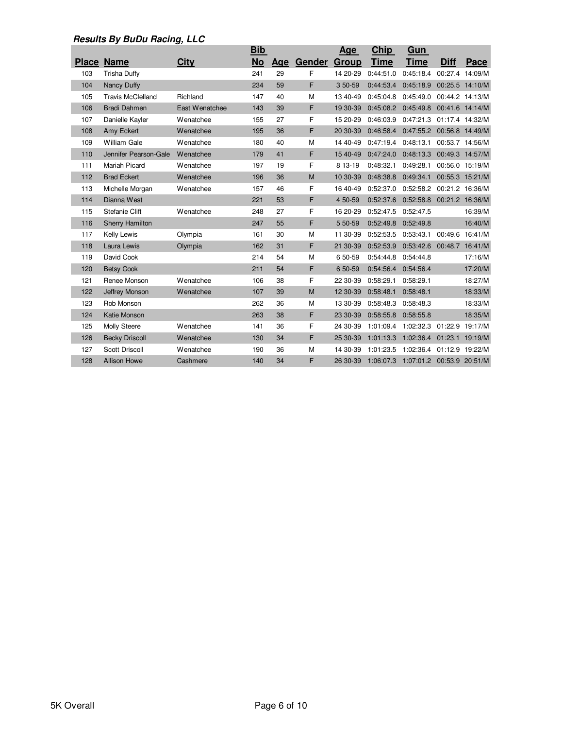***Results By BuDu Racing, LLC***

| Place | Name | City | Bib No | Age | Gender | Age Group | Chip Time | Gun Time | Diff | Pace |
|---|---|---|---|---|---|---|---|---|---|---|
| 103 | Trisha Duffy | | 241 | 29 | F | 14 20-29 | 0:44:51.0 | 0:45:18.4 | 00:27.4 | 14:09/M |
| 104 | Nancy Duffy | | 234 | 59 | F | 3 50-59 | 0:44:53.4 | 0:45:18.9 | 00:25.5 | 14:10/M |
| 105 | Travis McClelland | Richland | 147 | 40 | M | 13 40-49 | 0:45:04.8 | 0:45:49.0 | 00:44.2 | 14:13/M |
| 106 | Bradi Dahmen | East Wenatchee | 143 | 39 | F | 19 30-39 | 0:45:08.2 | 0:45:49.8 | 00:41.6 | 14:14/M |
| 107 | Danielle Kayler | Wenatchee | 155 | 27 | F | 15 20-29 | 0:46:03.9 | 0:47:21.3 | 01:17.4 | 14:32/M |
| 108 | Amy Eckert | Wenatchee | 195 | 36 | F | 20 30-39 | 0:46:58.4 | 0:47:55.2 | 00:56.8 | 14:49/M |
| 109 | William Gale | Wenatchee | 180 | 40 | M | 14 40-49 | 0:47:19.4 | 0:48:13.1 | 00:53.7 | 14:56/M |
| 110 | Jennifer Pearson-Gale | Wenatchee | 179 | 41 | F | 15 40-49 | 0:47:24.0 | 0:48:13.3 | 00:49.3 | 14:57/M |
| 111 | Mariah Picard | Wenatchee | 197 | 19 | F | 8 13-19 | 0:48:32.1 | 0:49:28.1 | 00:56.0 | 15:19/M |
| 112 | Brad Eckert | Wenatchee | 196 | 36 | M | 10 30-39 | 0:48:38.8 | 0:49:34.1 | 00:55.3 | 15:21/M |
| 113 | Michelle Morgan | Wenatchee | 157 | 46 | F | 16 40-49 | 0:52:37.0 | 0:52:58.2 | 00:21.2 | 16:36/M |
| 114 | Dianna West | | 221 | 53 | F | 4 50-59 | 0:52:37.6 | 0:52:58.8 | 00:21.2 | 16:36/M |
| 115 | Stefanie Clift | Wenatchee | 248 | 27 | F | 16 20-29 | 0:52:47.5 | 0:52:47.5 | | 16:39/M |
| 116 | Sherry Hamilton | | 247 | 55 | F | 5 50-59 | 0:52:49.8 | 0:52:49.8 | | 16:40/M |
| 117 | Kelly Lewis | Olympia | 161 | 30 | M | 11 30-39 | 0:52:53.5 | 0:53:43.1 | 00:49.6 | 16:41/M |
| 118 | Laura Lewis | Olympia | 162 | 31 | F | 21 30-39 | 0:52:53.9 | 0:53:42.6 | 00:48.7 | 16:41/M |
| 119 | David Cook | | 214 | 54 | M | 6 50-59 | 0:54:44.8 | 0:54:44.8 | | 17:16/M |
| 120 | Betsy Cook | | 211 | 54 | F | 6 50-59 | 0:54:56.4 | 0:54:56.4 | | 17:20/M |
| 121 | Renee Monson | Wenatchee | 106 | 38 | F | 22 30-39 | 0:58:29.1 | 0:58:29.1 | | 18:27/M |
| 122 | Jeffrey Monson | Wenatchee | 107 | 39 | M | 12 30-39 | 0:58:48.1 | 0:58:48.1 | | 18:33/M |
| 123 | Rob Monson | | 262 | 36 | M | 13 30-39 | 0:58:48.3 | 0:58:48.3 | | 18:33/M |
| 124 | Katie Monson | | 263 | 38 | F | 23 30-39 | 0:58:55.8 | 0:58:55.8 | | 18:35/M |
| 125 | Molly Steere | Wenatchee | 141 | 36 | F | 24 30-39 | 1:01:09.4 | 1:02:32.3 | 01:22.9 | 19:17/M |
| 126 | Becky Driscoll | Wenatchee | 130 | 34 | F | 25 30-39 | 1:01:13.3 | 1:02:36.4 | 01:23.1 | 19:19/M |
| 127 | Scott Driscoll | Wenatchee | 190 | 36 | M | 14 30-39 | 1:01:23.5 | 1:02:36.4 | 01:12.9 | 19:22/M |
| 128 | Allison Howe | Cashmere | 140 | 34 | F | 26 30-39 | 1:06:07.3 | 1:07:01.2 | 00:53.9 | 20:51/M |

5K Overall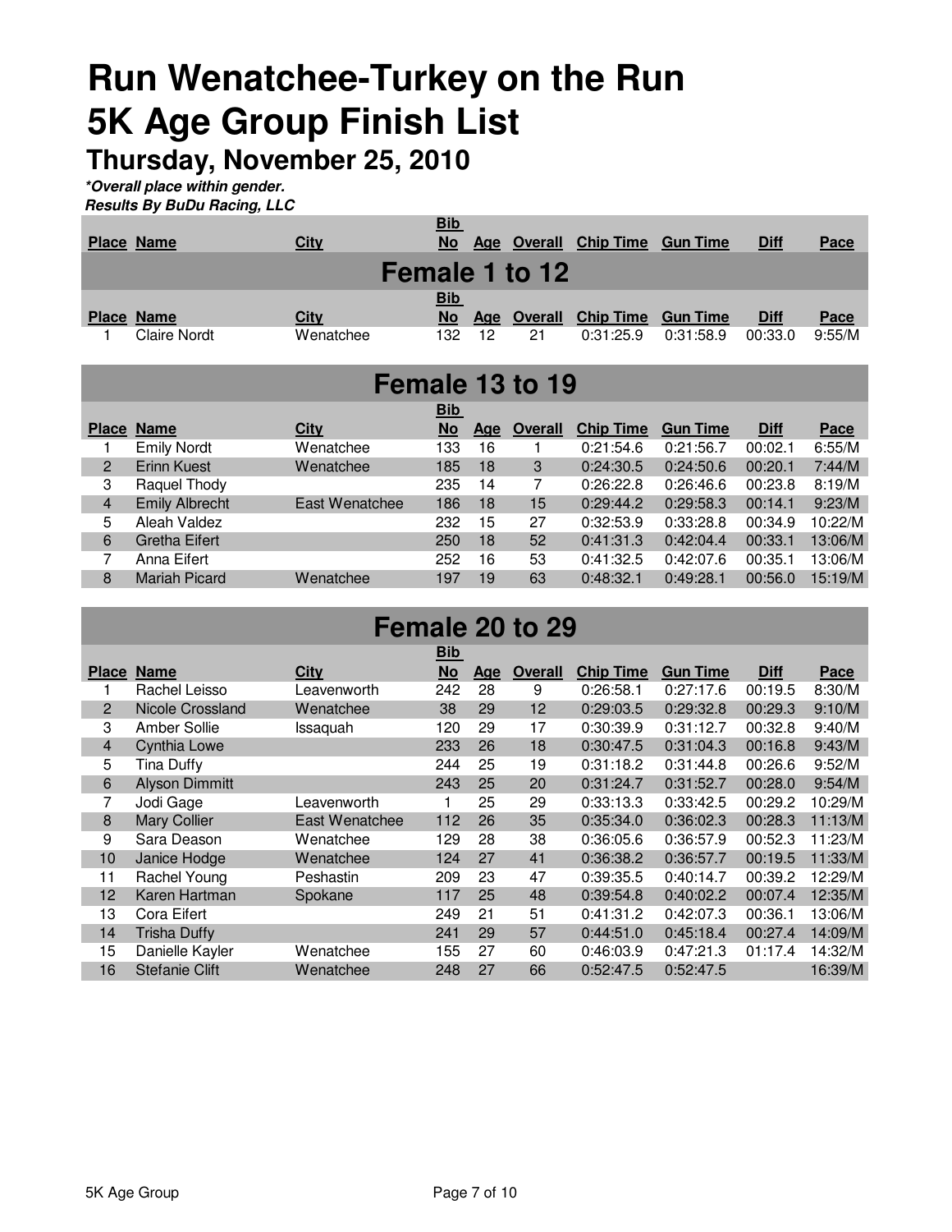# Run Wenatchee-Turkey on the Run
# 5K Age Group Finish List
## Thursday, November 25, 2010

***Overall place within gender.***
***Results By BuDu Racing, LLC***

## Female 1 to 12

| Place | Name | City | Bib No | Age | Overall | Chip Time | Gun Time | Diff | Pace |
|---|---|---|---|---|---|---|---|---|---|
| 1 | Claire Nordt | Wenatchee | 132 | 12 | 21 | 0:31:25.9 | 0:31:58.9 | 00:33.0 | 9:55/M |

## Female 13 to 19

| Place | Name | City | Bib No | Age | Overall | Chip Time | Gun Time | Diff | Pace |
|---|---|---|---|---|---|---|---|---|---|
| 1 | Emily Nordt | Wenatchee | 133 | 16 | 1 | 0:21:54.6 | 0:21:56.7 | 00:02.1 | 6:55/M |
| 2 | Erinn Kuest | Wenatchee | 185 | 18 | 3 | 0:24:30.5 | 0:24:50.6 | 00:20.1 | 7:44/M |
| 3 | Raquel Thody | | 235 | 14 | 7 | 0:26:22.8 | 0:26:46.6 | 00:23.8 | 8:19/M |
| 4 | Emily Albrecht | East Wenatchee | 186 | 18 | 15 | 0:29:44.2 | 0:29:58.3 | 00:14.1 | 9:23/M |
| 5 | Aleah Valdez | | 232 | 15 | 27 | 0:32:53.9 | 0:33:28.8 | 00:34.9 | 10:22/M |
| 6 | Gretha Eifert | | 250 | 18 | 52 | 0:41:31.3 | 0:42:04.4 | 00:33.1 | 13:06/M |
| 7 | Anna Eifert | | 252 | 16 | 53 | 0:41:32.5 | 0:42:07.6 | 00:35.1 | 13:06/M |
| 8 | Mariah Picard | Wenatchee | 197 | 19 | 63 | 0:48:32.1 | 0:49:28.1 | 00:56.0 | 15:19/M |

## Female 20 to 29

| Place | Name | City | Bib No | Age | Overall | Chip Time | Gun Time | Diff | Pace |
|---|---|---|---|---|---|---|---|---|---|
| 1 | Rachel Leisso | Leavenworth | 242 | 28 | 9 | 0:26:58.1 | 0:27:17.6 | 00:19.5 | 8:30/M |
| 2 | Nicole Crossland | Wenatchee | 38 | 29 | 12 | 0:29:03.5 | 0:29:32.8 | 00:29.3 | 9:10/M |
| 3 | Amber Sollie | Issaquah | 120 | 29 | 17 | 0:30:39.9 | 0:31:12.7 | 00:32.8 | 9:40/M |
| 4 | Cynthia Lowe | | 233 | 26 | 18 | 0:30:47.5 | 0:31:04.3 | 00:16.8 | 9:43/M |
| 5 | Tina Duffy | | 244 | 25 | 19 | 0:31:18.2 | 0:31:44.8 | 00:26.6 | 9:52/M |
| 6 | Alyson Dimmitt | | 243 | 25 | 20 | 0:31:24.7 | 0:31:52.7 | 00:28.0 | 9:54/M |
| 7 | Jodi Gage | Leavenworth | 1 | 25 | 29 | 0:33:13.3 | 0:33:42.5 | 00:29.2 | 10:29/M |
| 8 | Mary Collier | East Wenatchee | 112 | 26 | 35 | 0:35:34.0 | 0:36:02.3 | 00:28.3 | 11:13/M |
| 9 | Sara Deason | Wenatchee | 129 | 28 | 38 | 0:36:05.6 | 0:36:57.9 | 00:52.3 | 11:23/M |
| 10 | Janice Hodge | Wenatchee | 124 | 27 | 41 | 0:36:38.2 | 0:36:57.7 | 00:19.5 | 11:33/M |
| 11 | Rachel Young | Peshastin | 209 | 23 | 47 | 0:39:35.5 | 0:40:14.7 | 00:39.2 | 12:29/M |
| 12 | Karen Hartman | Spokane | 117 | 25 | 48 | 0:39:54.8 | 0:40:02.2 | 00:07.4 | 12:35/M |
| 13 | Cora Eifert | | 249 | 21 | 51 | 0:41:31.2 | 0:42:07.3 | 00:36.1 | 13:06/M |
| 14 | Trisha Duffy | | 241 | 29 | 57 | 0:44:51.0 | 0:45:18.4 | 00:27.4 | 14:09/M |
| 15 | Danielle Kayler | Wenatchee | 155 | 27 | 60 | 0:46:03.9 | 0:47:21.3 | 01:17.4 | 14:32/M |
| 16 | Stefanie Clift | Wenatchee | 248 | 27 | 66 | 0:52:47.5 | 0:52:47.5 | | 16:39/M |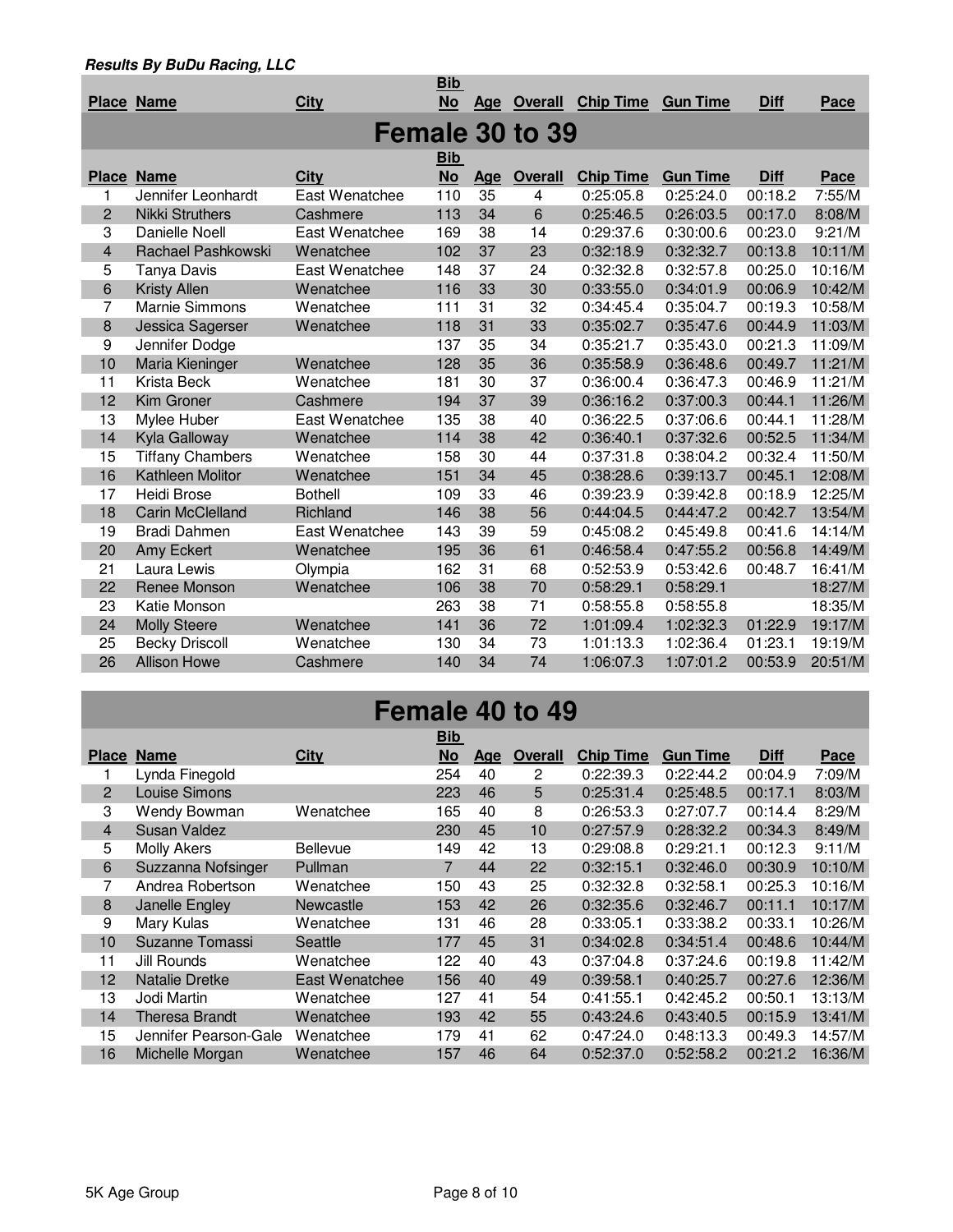***Results By BuDu Racing, LLC***

## Female 30 to 39

| Place | Name | City | Bib No | Age | Overall | Chip Time | Gun Time | Diff | Pace |
|---|---|---|---|---|---|---|---|---|---|
| 1 | Jennifer Leonhardt | East Wenatchee | 110 | 35 | 4 | 0:25:05.8 | 0:25:24.0 | 00:18.2 | 7:55/M |
| 2 | Nikki Struthers | Cashmere | 113 | 34 | 6 | 0:25:46.5 | 0:26:03.5 | 00:17.0 | 8:08/M |
| 3 | Danielle Noell | East Wenatchee | 169 | 38 | 14 | 0:29:37.6 | 0:30:00.6 | 00:23.0 | 9:21/M |
| 4 | Rachael Pashkowski | Wenatchee | 102 | 37 | 23 | 0:32:18.9 | 0:32:32.7 | 00:13.8 | 10:11/M |
| 5 | Tanya Davis | East Wenatchee | 148 | 37 | 24 | 0:32:32.8 | 0:32:57.8 | 00:25.0 | 10:16/M |
| 6 | Kristy Allen | Wenatchee | 116 | 33 | 30 | 0:33:55.0 | 0:34:01.9 | 00:06.9 | 10:42/M |
| 7 | Marnie Simmons | Wenatchee | 111 | 31 | 32 | 0:34:45.4 | 0:35:04.7 | 00:19.3 | 10:58/M |
| 8 | Jessica Sagerser | Wenatchee | 118 | 31 | 33 | 0:35:02.7 | 0:35:47.6 | 00:44.9 | 11:03/M |
| 9 | Jennifer Dodge | | 137 | 35 | 34 | 0:35:21.7 | 0:35:43.0 | 00:21.3 | 11:09/M |
| 10 | Maria Kieninger | Wenatchee | 128 | 35 | 36 | 0:35:58.9 | 0:36:48.6 | 00:49.7 | 11:21/M |
| 11 | Krista Beck | Wenatchee | 181 | 30 | 37 | 0:36:00.4 | 0:36:47.3 | 00:46.9 | 11:21/M |
| 12 | Kim Groner | Cashmere | 194 | 37 | 39 | 0:36:16.2 | 0:37:00.3 | 00:44.1 | 11:26/M |
| 13 | Mylee Huber | East Wenatchee | 135 | 38 | 40 | 0:36:22.5 | 0:37:06.6 | 00:44.1 | 11:28/M |
| 14 | Kyla Galloway | Wenatchee | 114 | 38 | 42 | 0:36:40.1 | 0:37:32.6 | 00:52.5 | 11:34/M |
| 15 | Tiffany Chambers | Wenatchee | 158 | 30 | 44 | 0:37:31.8 | 0:38:04.2 | 00:32.4 | 11:50/M |
| 16 | Kathleen Molitor | Wenatchee | 151 | 34 | 45 | 0:38:28.6 | 0:39:13.7 | 00:45.1 | 12:08/M |
| 17 | Heidi Brose | Bothell | 109 | 33 | 46 | 0:39:23.9 | 0:39:42.8 | 00:18.9 | 12:25/M |
| 18 | Carin McClelland | Richland | 146 | 38 | 56 | 0:44:04.5 | 0:44:47.2 | 00:42.7 | 13:54/M |
| 19 | Bradi Dahmen | East Wenatchee | 143 | 39 | 59 | 0:45:08.2 | 0:45:49.8 | 00:41.6 | 14:14/M |
| 20 | Amy Eckert | Wenatchee | 195 | 36 | 61 | 0:46:58.4 | 0:47:55.2 | 00:56.8 | 14:49/M |
| 21 | Laura Lewis | Olympia | 162 | 31 | 68 | 0:52:53.9 | 0:53:42.6 | 00:48.7 | 16:41/M |
| 22 | Renee Monson | Wenatchee | 106 | 38 | 70 | 0:58:29.1 | 0:58:29.1 | | 18:27/M |
| 23 | Katie Monson | | 263 | 38 | 71 | 0:58:55.8 | 0:58:55.8 | | 18:35/M |
| 24 | Molly Steere | Wenatchee | 141 | 36 | 72 | 1:01:09.4 | 1:02:32.3 | 01:22.9 | 19:17/M |
| 25 | Becky Driscoll | Wenatchee | 130 | 34 | 73 | 1:01:13.3 | 1:02:36.4 | 01:23.1 | 19:19/M |
| 26 | Allison Howe | Cashmere | 140 | 34 | 74 | 1:06:07.3 | 1:07:01.2 | 00:53.9 | 20:51/M |

## Female 40 to 49

| Place | Name | City | Bib No | Age | Overall | Chip Time | Gun Time | Diff | Pace |
|---|---|---|---|---|---|---|---|---|---|
| 1 | Lynda Finegold | | 254 | 40 | 2 | 0:22:39.3 | 0:22:44.2 | 00:04.9 | 7:09/M |
| 2 | Louise Simons | | 223 | 46 | 5 | 0:25:31.4 | 0:25:48.5 | 00:17.1 | 8:03/M |
| 3 | Wendy Bowman | Wenatchee | 165 | 40 | 8 | 0:26:53.3 | 0:27:07.7 | 00:14.4 | 8:29/M |
| 4 | Susan Valdez | | 230 | 45 | 10 | 0:27:57.9 | 0:28:32.2 | 00:34.3 | 8:49/M |
| 5 | Molly Akers | Bellevue | 149 | 42 | 13 | 0:29:08.8 | 0:29:21.1 | 00:12.3 | 9:11/M |
| 6 | Suzzanna Nofsinger | Pullman | 7 | 44 | 22 | 0:32:15.1 | 0:32:46.0 | 00:30.9 | 10:10/M |
| 7 | Andrea Robertson | Wenatchee | 150 | 43 | 25 | 0:32:32.8 | 0:32:58.1 | 00:25.3 | 10:16/M |
| 8 | Janelle Engley | Newcastle | 153 | 42 | 26 | 0:32:35.6 | 0:32:46.7 | 00:11.1 | 10:17/M |
| 9 | Mary Kulas | Wenatchee | 131 | 46 | 28 | 0:33:05.1 | 0:33:38.2 | 00:33.1 | 10:26/M |
| 10 | Suzanne Tomassi | Seattle | 177 | 45 | 31 | 0:34:02.8 | 0:34:51.4 | 00:48.6 | 10:44/M |
| 11 | Jill Rounds | Wenatchee | 122 | 40 | 43 | 0:37:04.8 | 0:37:24.6 | 00:19.8 | 11:42/M |
| 12 | Natalie Dretke | East Wenatchee | 156 | 40 | 49 | 0:39:58.1 | 0:40:25.7 | 00:27.6 | 12:36/M |
| 13 | Jodi Martin | Wenatchee | 127 | 41 | 54 | 0:41:55.1 | 0:42:45.2 | 00:50.1 | 13:13/M |
| 14 | Theresa Brandt | Wenatchee | 193 | 42 | 55 | 0:43:24.6 | 0:43:40.5 | 00:15.9 | 13:41/M |
| 15 | Jennifer Pearson-Gale | Wenatchee | 179 | 41 | 62 | 0:47:24.0 | 0:48:13.3 | 00:49.3 | 14:57/M |
| 16 | Michelle Morgan | Wenatchee | 157 | 46 | 64 | 0:52:37.0 | 0:52:58.2 | 00:21.2 | 16:36/M |

5K Age Group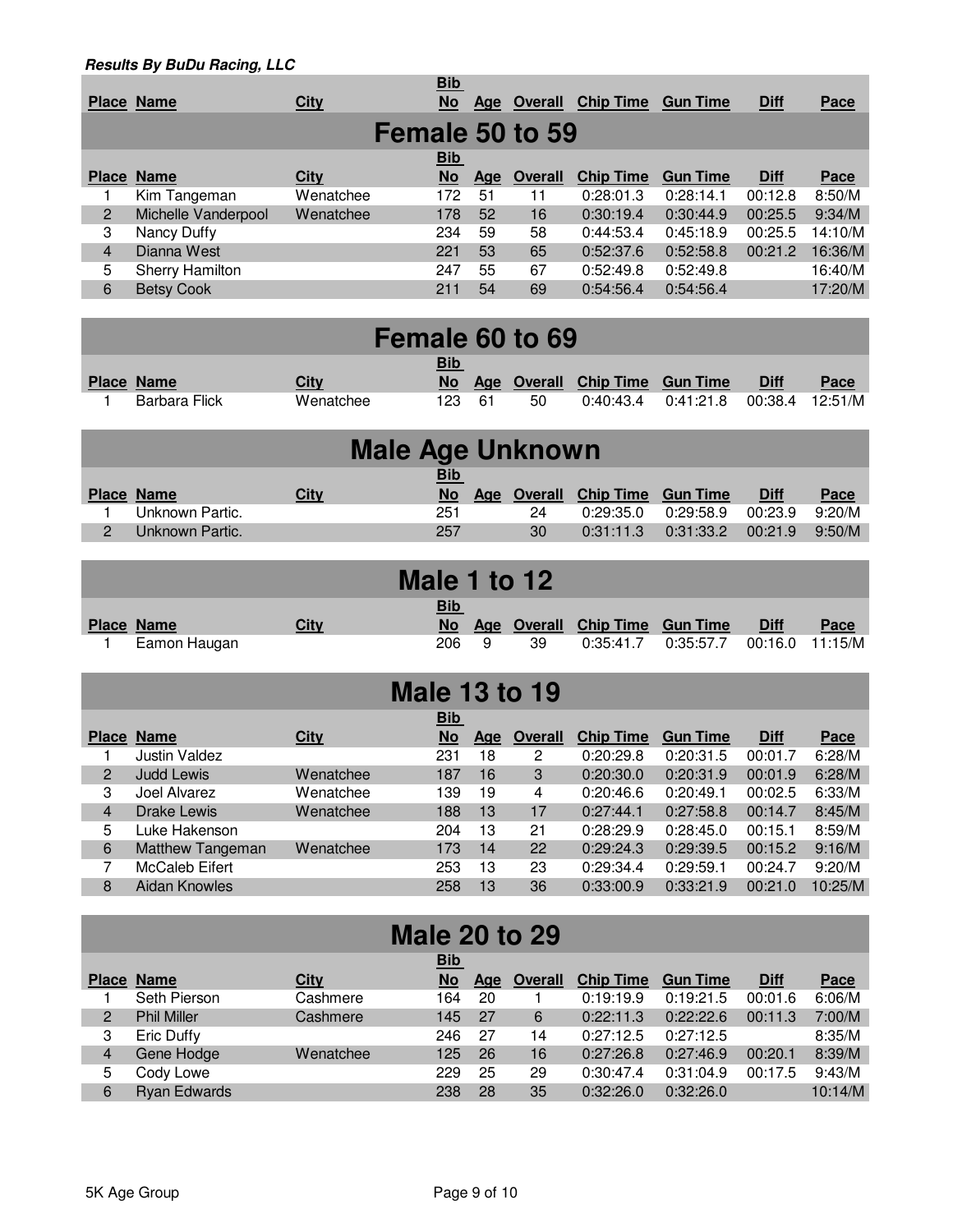***Results By BuDu Racing, LLC***

| Place | Name | City | Bib No | Age | Overall | Chip Time | Gun Time | Diff | Pace |
|---|---|---|---|---|---|---|---|---|---|

## Female 50 to 59

| Place | Name | City | Bib No | Age | Overall | Chip Time | Gun Time | Diff | Pace |
|---|---|---|---|---|---|---|---|---|---|
| 1 | Kim Tangeman | Wenatchee | 172 | 51 | 11 | 0:28:01.3 | 0:28:14.1 | 00:12.8 | 8:50/M |
| 2 | Michelle Vanderpool | Wenatchee | 178 | 52 | 16 | 0:30:19.4 | 0:30:44.9 | 00:25.5 | 9:34/M |
| 3 | Nancy Duffy | | 234 | 59 | 58 | 0:44:53.4 | 0:45:18.9 | 00:25.5 | 14:10/M |
| 4 | Dianna West | | 221 | 53 | 65 | 0:52:37.6 | 0:52:58.8 | 00:21.2 | 16:36/M |
| 5 | Sherry Hamilton | | 247 | 55 | 67 | 0:52:49.8 | 0:52:49.8 | | 16:40/M |
| 6 | Betsy Cook | | 211 | 54 | 69 | 0:54:56.4 | 0:54:56.4 | | 17:20/M |

## Female 60 to 69

| Place | Name | City | Bib No | Age | Overall | Chip Time | Gun Time | Diff | Pace |
|---|---|---|---|---|---|---|---|---|---|
| 1 | Barbara Flick | Wenatchee | 123 | 61 | 50 | 0:40:43.4 | 0:41:21.8 | 00:38.4 | 12:51/M |

## Male Age Unknown

| Place | Name | City | Bib No | Age | Overall | Chip Time | Gun Time | Diff | Pace |
|---|---|---|---|---|---|---|---|---|---|
| 1 | Unknown Partic. | | 251 | | 24 | 0:29:35.0 | 0:29:58.9 | 00:23.9 | 9:20/M |
| 2 | Unknown Partic. | | 257 | | 30 | 0:31:11.3 | 0:31:33.2 | 00:21.9 | 9:50/M |

## Male 1 to 12

| Place | Name | City | Bib No | Age | Overall | Chip Time | Gun Time | Diff | Pace |
|---|---|---|---|---|---|---|---|---|---|
| 1 | Eamon Haugan | | 206 | 9 | 39 | 0:35:41.7 | 0:35:57.7 | 00:16.0 | 11:15/M |

## Male 13 to 19

| Place | Name | City | Bib No | Age | Overall | Chip Time | Gun Time | Diff | Pace |
|---|---|---|---|---|---|---|---|---|---|
| 1 | Justin Valdez | | 231 | 18 | 2 | 0:20:29.8 | 0:20:31.5 | 00:01.7 | 6:28/M |
| 2 | Judd Lewis | Wenatchee | 187 | 16 | 3 | 0:20:30.0 | 0:20:31.9 | 00:01.9 | 6:28/M |
| 3 | Joel Alvarez | Wenatchee | 139 | 19 | 4 | 0:20:46.6 | 0:20:49.1 | 00:02.5 | 6:33/M |
| 4 | Drake Lewis | Wenatchee | 188 | 13 | 17 | 0:27:44.1 | 0:27:58.8 | 00:14.7 | 8:45/M |
| 5 | Luke Hakenson | | 204 | 13 | 21 | 0:28:29.9 | 0:28:45.0 | 00:15.1 | 8:59/M |
| 6 | Matthew Tangeman | Wenatchee | 173 | 14 | 22 | 0:29:24.3 | 0:29:39.5 | 00:15.2 | 9:16/M |
| 7 | McCaleb Eifert | | 253 | 13 | 23 | 0:29:34.4 | 0:29:59.1 | 00:24.7 | 9:20/M |
| 8 | Aidan Knowles | | 258 | 13 | 36 | 0:33:00.9 | 0:33:21.9 | 00:21.0 | 10:25/M |

## Male 20 to 29

| Place | Name | City | Bib No | Age | Overall | Chip Time | Gun Time | Diff | Pace |
|---|---|---|---|---|---|---|---|---|---|
| 1 | Seth Pierson | Cashmere | 164 | 20 | 1 | 0:19:19.9 | 0:19:21.5 | 00:01.6 | 6:06/M |
| 2 | Phil Miller | Cashmere | 145 | 27 | 6 | 0:22:11.3 | 0:22:22.6 | 00:11.3 | 7:00/M |
| 3 | Eric Duffy | | 246 | 27 | 14 | 0:27:12.5 | 0:27:12.5 | | 8:35/M |
| 4 | Gene Hodge | Wenatchee | 125 | 26 | 16 | 0:27:26.8 | 0:27:46.9 | 00:20.1 | 8:39/M |
| 5 | Cody Lowe | | 229 | 25 | 29 | 0:30:47.4 | 0:31:04.9 | 00:17.5 | 9:43/M |
| 6 | Ryan Edwards | | 238 | 28 | 35 | 0:32:26.0 | 0:32:26.0 | | 10:14/M |

5K Age Group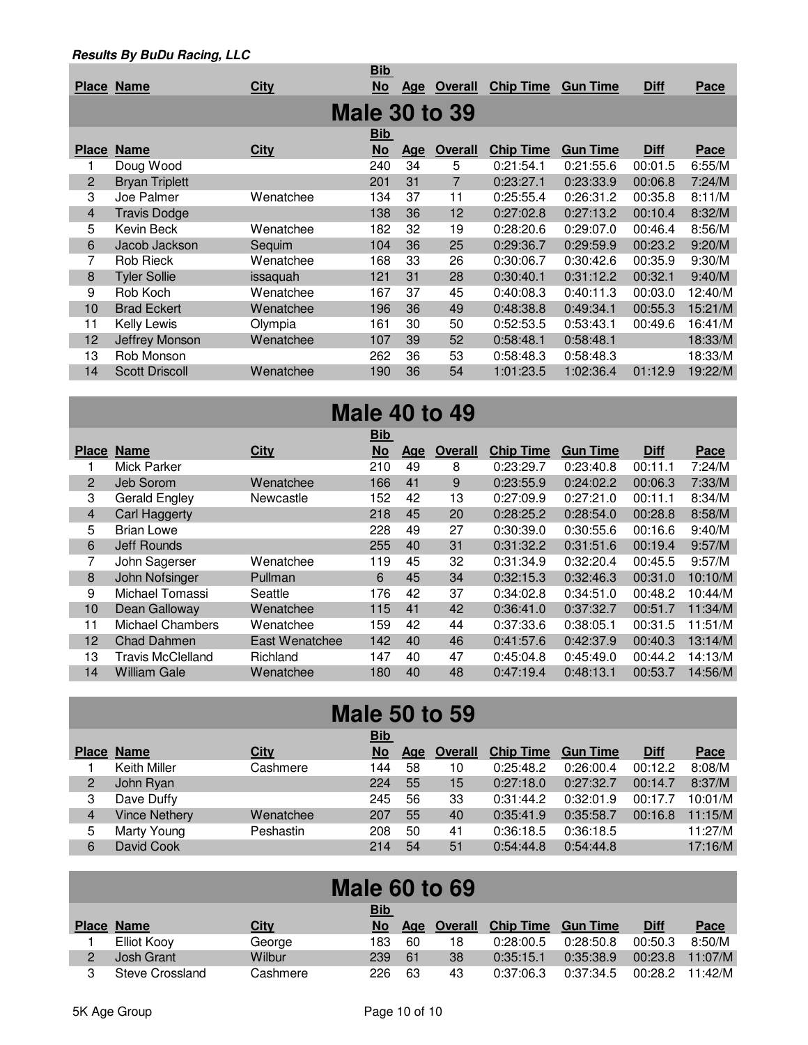**Results By BuDu Racing, LLC**

## Male 30 to 39

| Place | Name | City | Bib No | Age | Overall | Chip Time | Gun Time | Diff | Pace |
|---|---|---|---|---|---|---|---|---|---|
| 1 | Doug Wood | | 240 | 34 | 5 | 0:21:54.1 | 0:21:55.6 | 00:01.5 | 6:55/M |
| 2 | Bryan Triplett | | 201 | 31 | 7 | 0:23:27.1 | 0:23:33.9 | 00:06.8 | 7:24/M |
| 3 | Joe Palmer | Wenatchee | 134 | 37 | 11 | 0:25:55.4 | 0:26:31.2 | 00:35.8 | 8:11/M |
| 4 | Travis Dodge | | 138 | 36 | 12 | 0:27:02.8 | 0:27:13.2 | 00:10.4 | 8:32/M |
| 5 | Kevin Beck | Wenatchee | 182 | 32 | 19 | 0:28:20.6 | 0:29:07.0 | 00:46.4 | 8:56/M |
| 6 | Jacob Jackson | Sequim | 104 | 36 | 25 | 0:29:36.7 | 0:29:59.9 | 00:23.2 | 9:20/M |
| 7 | Rob Rieck | Wenatchee | 168 | 33 | 26 | 0:30:06.7 | 0:30:42.6 | 00:35.9 | 9:30/M |
| 8 | Tyler Sollie | issaquah | 121 | 31 | 28 | 0:30:40.1 | 0:31:12.2 | 00:32.1 | 9:40/M |
| 9 | Rob Koch | Wenatchee | 167 | 37 | 45 | 0:40:08.3 | 0:40:11.3 | 00:03.0 | 12:40/M |
| 10 | Brad Eckert | Wenatchee | 196 | 36 | 49 | 0:48:38.8 | 0:49:34.1 | 00:55.3 | 15:21/M |
| 11 | Kelly Lewis | Olympia | 161 | 30 | 50 | 0:52:53.5 | 0:53:43.1 | 00:49.6 | 16:41/M |
| 12 | Jeffrey Monson | Wenatchee | 107 | 39 | 52 | 0:58:48.1 | 0:58:48.1 | | 18:33/M |
| 13 | Rob Monson | | 262 | 36 | 53 | 0:58:48.3 | 0:58:48.3 | | 18:33/M |
| 14 | Scott Driscoll | Wenatchee | 190 | 36 | 54 | 1:01:23.5 | 1:02:36.4 | 01:12.9 | 19:22/M |

## Male 40 to 49

| Place | Name | City | Bib No | Age | Overall | Chip Time | Gun Time | Diff | Pace |
|---|---|---|---|---|---|---|---|---|---|
| 1 | Mick Parker | | 210 | 49 | 8 | 0:23:29.7 | 0:23:40.8 | 00:11.1 | 7:24/M |
| 2 | Jeb Sorom | Wenatchee | 166 | 41 | 9 | 0:23:55.9 | 0:24:02.2 | 00:06.3 | 7:33/M |
| 3 | Gerald Engley | Newcastle | 152 | 42 | 13 | 0:27:09.9 | 0:27:21.0 | 00:11.1 | 8:34/M |
| 4 | Carl Haggerty | | 218 | 45 | 20 | 0:28:25.2 | 0:28:54.0 | 00:28.8 | 8:58/M |
| 5 | Brian Lowe | | 228 | 49 | 27 | 0:30:39.0 | 0:30:55.6 | 00:16.6 | 9:40/M |
| 6 | Jeff Rounds | | 255 | 40 | 31 | 0:31:32.2 | 0:31:51.6 | 00:19.4 | 9:57/M |
| 7 | John Sagerser | Wenatchee | 119 | 45 | 32 | 0:31:34.9 | 0:32:20.4 | 00:45.5 | 9:57/M |
| 8 | John Nofsinger | Pullman | 6 | 45 | 34 | 0:32:15.3 | 0:32:46.3 | 00:31.0 | 10:10/M |
| 9 | Michael Tomassi | Seattle | 176 | 42 | 37 | 0:34:02.8 | 0:34:51.0 | 00:48.2 | 10:44/M |
| 10 | Dean Galloway | Wenatchee | 115 | 41 | 42 | 0:36:41.0 | 0:37:32.7 | 00:51.7 | 11:34/M |
| 11 | Michael Chambers | Wenatchee | 159 | 42 | 44 | 0:37:33.6 | 0:38:05.1 | 00:31.5 | 11:51/M |
| 12 | Chad Dahmen | East Wenatchee | 142 | 40 | 46 | 0:41:57.6 | 0:42:37.9 | 00:40.3 | 13:14/M |
| 13 | Travis McClelland | Richland | 147 | 40 | 47 | 0:45:04.8 | 0:45:49.0 | 00:44.2 | 14:13/M |
| 14 | William Gale | Wenatchee | 180 | 40 | 48 | 0:47:19.4 | 0:48:13.1 | 00:53.7 | 14:56/M |

## Male 50 to 59

| Place | Name | City | Bib No | Age | Overall | Chip Time | Gun Time | Diff | Pace |
|---|---|---|---|---|---|---|---|---|---|
| 1 | Keith Miller | Cashmere | 144 | 58 | 10 | 0:25:48.2 | 0:26:00.4 | 00:12.2 | 8:08/M |
| 2 | John Ryan | | 224 | 55 | 15 | 0:27:18.0 | 0:27:32.7 | 00:14.7 | 8:37/M |
| 3 | Dave Duffy | | 245 | 56 | 33 | 0:31:44.2 | 0:32:01.9 | 00:17.7 | 10:01/M |
| 4 | Vince Nethery | Wenatchee | 207 | 55 | 40 | 0:35:41.9 | 0:35:58.7 | 00:16.8 | 11:15/M |
| 5 | Marty Young | Peshastin | 208 | 50 | 41 | 0:36:18.5 | 0:36:18.5 | | 11:27/M |
| 6 | David Cook | | 214 | 54 | 51 | 0:54:44.8 | 0:54:44.8 | | 17:16/M |

## Male 60 to 69

| Place | Name | City | Bib No | Age | Overall | Chip Time | Gun Time | Diff | Pace |
|---|---|---|---|---|---|---|---|---|---|
| 1 | Elliot Kooy | George | 183 | 60 | 18 | 0:28:00.5 | 0:28:50.8 | 00:50.3 | 8:50/M |
| 2 | Josh Grant | Wilbur | 239 | 61 | 38 | 0:35:15.1 | 0:35:38.9 | 00:23.8 | 11:07/M |
| 3 | Steve Crossland | Cashmere | 226 | 63 | 43 | 0:37:06.3 | 0:37:34.5 | 00:28.2 | 11:42/M |

5K Age Group